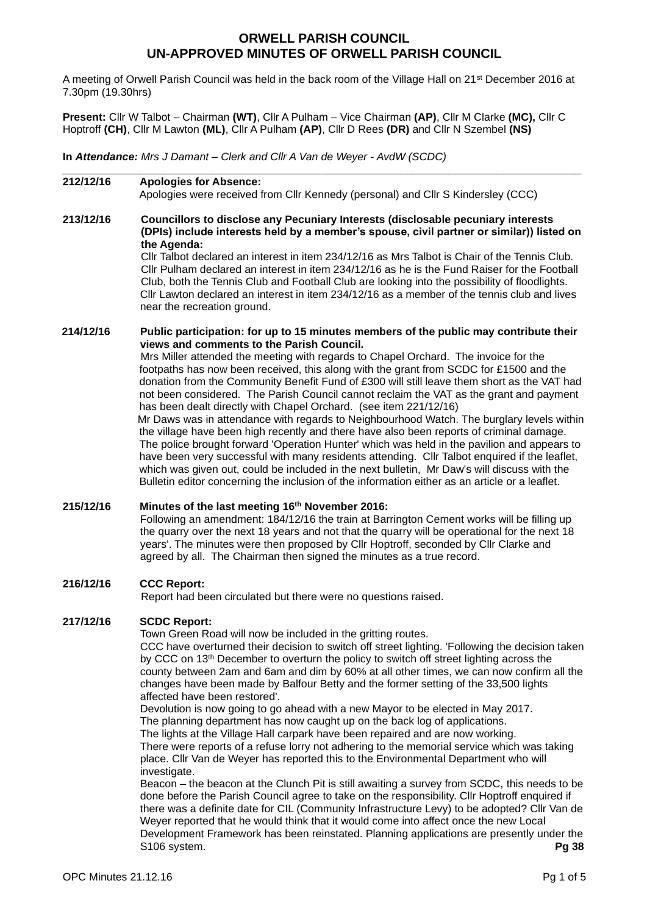# ORWELL PARISH COUNCIL
# UN-APPROVED MINUTES OF ORWELL PARISH COUNCIL

A meeting of Orwell Parish Council was held in the back room of the Village Hall on 21st December 2016 at 7.30pm (19.30hrs)

**Present:** Cllr W Talbot – Chairman **(WT)**, Cllr A Pulham – Vice Chairman **(AP)**, Cllr M Clarke **(MC),** Cllr C Hoptroff **(CH)**, Cllr M Lawton **(ML)**, Cllr A Pulham **(AP)**, Cllr D Rees **(DR)** and Cllr N Szembel **(NS)**

**In** ***Attendance:*** *Mrs J Damant – Clerk and Cllr A Van de Weyer - AvdW (SCDC)*

---

**212/12/16 Apologies for Absence:**

Apologies were received from Cllr Kennedy (personal) and Cllr S Kindersley (CCC)

**213/12/16 Councillors to disclose any Pecuniary Interests (disclosable pecuniary interests (DPIs) include interests held by a member's spouse, civil partner or similar)) listed on the Agenda:**

Cllr Talbot declared an interest in item 234/12/16 as Mrs Talbot is Chair of the Tennis Club. Cllr Pulham declared an interest in item 234/12/16 as he is the Fund Raiser for the Football Club, both the Tennis Club and Football Club are looking into the possibility of floodlights. Cllr Lawton declared an interest in item 234/12/16 as a member of the tennis club and lives near the recreation ground.

**214/12/16 Public participation: for up to 15 minutes members of the public may contribute their views and comments to the Parish Council.**

Mrs Miller attended the meeting with regards to Chapel Orchard. The invoice for the footpaths has now been received, this along with the grant from SCDC for £1500 and the donation from the Community Benefit Fund of £300 will still leave them short as the VAT had not been considered. The Parish Council cannot reclaim the VAT as the grant and payment has been dealt directly with Chapel Orchard. (see item 221/12/16)

Mr Daws was in attendance with regards to Neighbourhood Watch. The burglary levels within the village have been high recently and there have also been reports of criminal damage. The police brought forward 'Operation Hunter' which was held in the pavilion and appears to have been very successful with many residents attending. Cllr Talbot enquired if the leaflet, which was given out, could be included in the next bulletin, Mr Daw's will discuss with the Bulletin editor concerning the inclusion of the information either as an article or a leaflet.

**215/12/16 Minutes of the last meeting 16th November 2016:**

Following an amendment: 184/12/16 the train at Barrington Cement works will be filling up the quarry over the next 18 years and not that the quarry will be operational for the next 18 years'. The minutes were then proposed by Cllr Hoptroff, seconded by Cllr Clarke and agreed by all. The Chairman then signed the minutes as a true record.

**216/12/16 CCC Report:**

Report had been circulated but there were no questions raised.

**217/12/16 SCDC Report:**

Town Green Road will now be included in the gritting routes.

CCC have overturned their decision to switch off street lighting. 'Following the decision taken by CCC on 13th December to overturn the policy to switch off street lighting across the county between 2am and 6am and dim by 60% at all other times, we can now confirm all the changes have been made by Balfour Betty and the former setting of the 33,500 lights affected have been restored'.

Devolution is now going to go ahead with a new Mayor to be elected in May 2017.

The planning department has now caught up on the back log of applications.

The lights at the Village Hall carpark have been repaired and are now working.

There were reports of a refuse lorry not adhering to the memorial service which was taking place. Cllr Van de Weyer has reported this to the Environmental Department who will investigate.

Beacon – the beacon at the Clunch Pit is still awaiting a survey from SCDC, this needs to be done before the Parish Council agree to take on the responsibility. Cllr Hoptroff enquired if there was a definite date for CIL (Community Infrastructure Levy) to be adopted? Cllr Van de Weyer reported that he would think that it would come into affect once the new Local Development Framework has been reinstated. Planning applications are presently under the S106 system.

**Pg 38**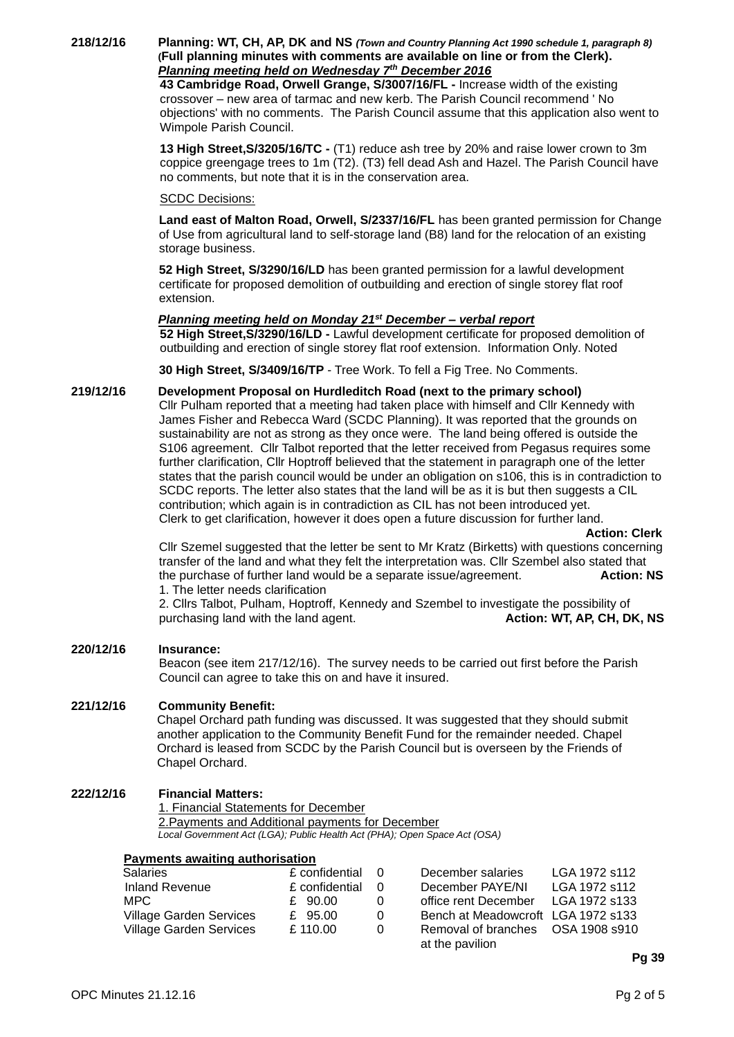**218/12/16 Planning: WT, CH, AP, DK and NS** ***(Town and Country Planning Act 1990 schedule 1, paragraph 8)*** **(Full planning minutes with comments are available on line or from the Clerk).**

***Planning meeting held on Wednesday 7th December 2016***

**43 Cambridge Road, Orwell Grange, S/3007/16/FL -** Increase width of the existing crossover – new area of tarmac and new kerb. The Parish Council recommend ' No objections' with no comments. The Parish Council assume that this application also went to Wimpole Parish Council.

**13 High Street,S/3205/16/TC -** (T1) reduce ash tree by 20% and raise lower crown to 3m coppice greengage trees to 1m (T2). (T3) fell dead Ash and Hazel. The Parish Council have no comments, but note that it is in the conservation area.

SCDC Decisions:

**Land east of Malton Road, Orwell, S/2337/16/FL** has been granted permission for Change of Use from agricultural land to self-storage land (B8) land for the relocation of an existing storage business.

**52 High Street, S/3290/16/LD** has been granted permission for a lawful development certificate for proposed demolition of outbuilding and erection of single storey flat roof extension.

***Planning meeting held on Monday 21st December – verbal report***

**52 High Street,S/3290/16/LD -** Lawful development certificate for proposed demolition of outbuilding and erection of single storey flat roof extension. Information Only. Noted

**30 High Street, S/3409/16/TP** - Tree Work. To fell a Fig Tree. No Comments.

**219/12/16 Development Proposal on Hurdleditch Road (next to the primary school)**

Cllr Pulham reported that a meeting had taken place with himself and Cllr Kennedy with James Fisher and Rebecca Ward (SCDC Planning). It was reported that the grounds on sustainability are not as strong as they once were. The land being offered is outside the S106 agreement. Cllr Talbot reported that the letter received from Pegasus requires some further clarification, Cllr Hoptroff believed that the statement in paragraph one of the letter states that the parish council would be under an obligation on s106, this is in contradiction to SCDC reports. The letter also states that the land will be as it is but then suggests a CIL contribution; which again is in contradiction as CIL has not been introduced yet. Clerk to get clarification, however it does open a future discussion for further land.

**Action: Clerk**

Cllr Szemel suggested that the letter be sent to Mr Kratz (Birketts) with questions concerning transfer of the land and what they felt the interpretation was. Cllr Szembel also stated that the purchase of further land would be a separate issue/agreement. **Action: NS**

1. The letter needs clarification
2. Cllrs Talbot, Pulham, Hoptroff, Kennedy and Szembel to investigate the possibility of purchasing land with the land agent. **Action: WT, AP, CH, DK, NS**

**220/12/16 Insurance:**

Beacon (see item 217/12/16). The survey needs to be carried out first before the Parish Council can agree to take this on and have it insured.

**221/12/16 Community Benefit:**

Chapel Orchard path funding was discussed. It was suggested that they should submit another application to the Community Benefit Fund for the remainder needed. Chapel Orchard is leased from SCDC by the Parish Council but is overseen by the Friends of Chapel Orchard.

**222/12/16 Financial Matters:**

1. Financial Statements for December
2. Payments and Additional payments for December

*Local Government Act (LGA); Public Health Act (PHA); Open Space Act (OSA)*

**Payments awaiting authorisation**

| | | | | |
|---|---|---|---|---|
| Salaries | £ confidential | 0 | December salaries | LGA 1972 s112 |
| Inland Revenue | £ confidential | 0 | December PAYE/NI | LGA 1972 s112 |
| MPC | £ 90.00 | 0 | office rent December | LGA 1972 s133 |
| Village Garden Services | £ 95.00 | 0 | Bench at Meadowcroft | LGA 1972 s133 |
| Village Garden Services | £ 110.00 | 0 | Removal of branches at the pavilion | OSA 1908 s910 |

Pg 39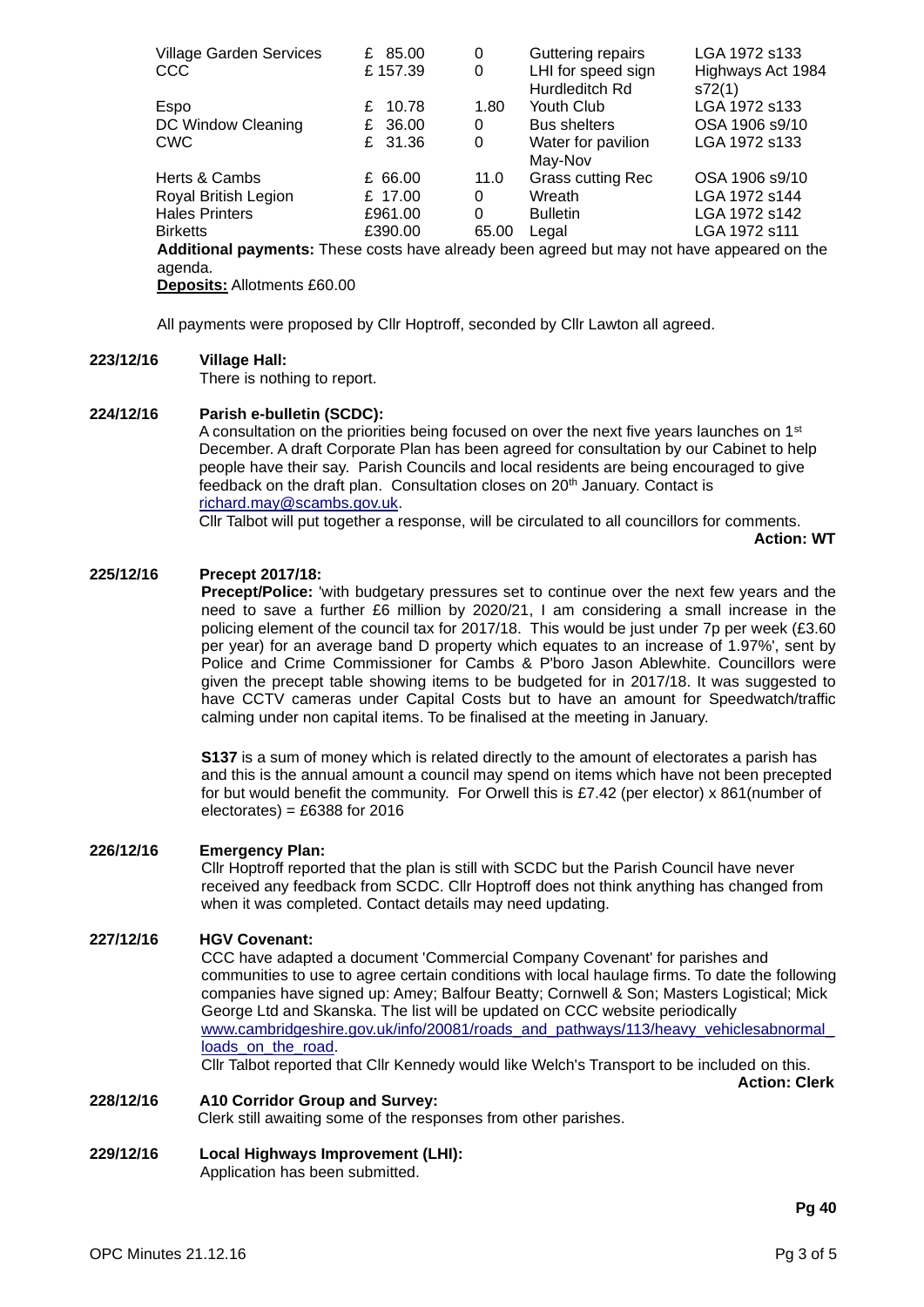| | | | | |
|---|---|---|---|---|
| Village Garden Services | £ 85.00 | 0 | Guttering repairs | LGA 1972 s133 |
| CCC | £ 157.39 | 0 | LHI for speed sign Hurdleditch Rd | Highways Act 1984 s72(1) |
| Espo | £ 10.78 | 1.80 | Youth Club | LGA 1972 s133 |
| DC Window Cleaning | £ 36.00 | 0 | Bus shelters | OSA 1906 s9/10 |
| CWC | £ 31.36 | 0 | Water for pavilion May-Nov | LGA 1972 s133 |
| Herts & Cambs | £ 66.00 | 11.0 | Grass cutting Rec | OSA 1906 s9/10 |
| Royal British Legion | £ 17.00 | 0 | Wreath | LGA 1972 s144 |
| Hales Printers | £961.00 | 0 | Bulletin | LGA 1972 s142 |
| Birketts | £390.00 | 65.00 | Legal | LGA 1972 s111 |

**Additional payments:** These costs have already been agreed but may not have appeared on the agenda.

**Deposits:** Allotments £60.00

All payments were proposed by Cllr Hoptroff, seconded by Cllr Lawton all agreed.

**223/12/16 Village Hall:**

There is nothing to report.

**224/12/16 Parish e-bulletin (SCDC):**

A consultation on the priorities being focused on over the next five years launches on 1st December. A draft Corporate Plan has been agreed for consultation by our Cabinet to help people have their say. Parish Councils and local residents are being encouraged to give feedback on the draft plan. Consultation closes on 20th January. Contact is richard.may@scambs.gov.uk.

Cllr Talbot will put together a response, will be circulated to all councillors for comments.

**Action: WT**

**225/12/16 Precept 2017/18:**

**Precept/Police:** 'with budgetary pressures set to continue over the next few years and the need to save a further £6 million by 2020/21, I am considering a small increase in the policing element of the council tax for 2017/18. This would be just under 7p per week (£3.60 per year) for an average band D property which equates to an increase of 1.97%', sent by Police and Crime Commissioner for Cambs & P'boro Jason Ablewhite. Councillors were given the precept table showing items to be budgeted for in 2017/18. It was suggested to have CCTV cameras under Capital Costs but to have an amount for Speedwatch/traffic calming under non capital items. To be finalised at the meeting in January.

**S137** is a sum of money which is related directly to the amount of electorates a parish has and this is the annual amount a council may spend on items which have not been precepted for but would benefit the community. For Orwell this is £7.42 (per elector) x 861(number of electorates) = £6388 for 2016

**226/12/16 Emergency Plan:**

Cllr Hoptroff reported that the plan is still with SCDC but the Parish Council have never received any feedback from SCDC. Cllr Hoptroff does not think anything has changed from when it was completed. Contact details may need updating.

**227/12/16 HGV Covenant:**

CCC have adapted a document 'Commercial Company Covenant' for parishes and communities to use to agree certain conditions with local haulage firms. To date the following companies have signed up: Amey; Balfour Beatty; Cornwell & Son; Masters Logistical; Mick George Ltd and Skanska. The list will be updated on CCC website periodically www.cambridgeshire.gov.uk/info/20081/roads_and_pathways/113/heavy_vehiclesabnormal_loads_on_the_road.

Cllr Talbot reported that Cllr Kennedy would like Welch's Transport to be included on this.

**Action: Clerk**

**228/12/16 A10 Corridor Group and Survey:**

Clerk still awaiting some of the responses from other parishes.

**229/12/16 Local Highways Improvement (LHI):**

Application has been submitted.

**Pg 40**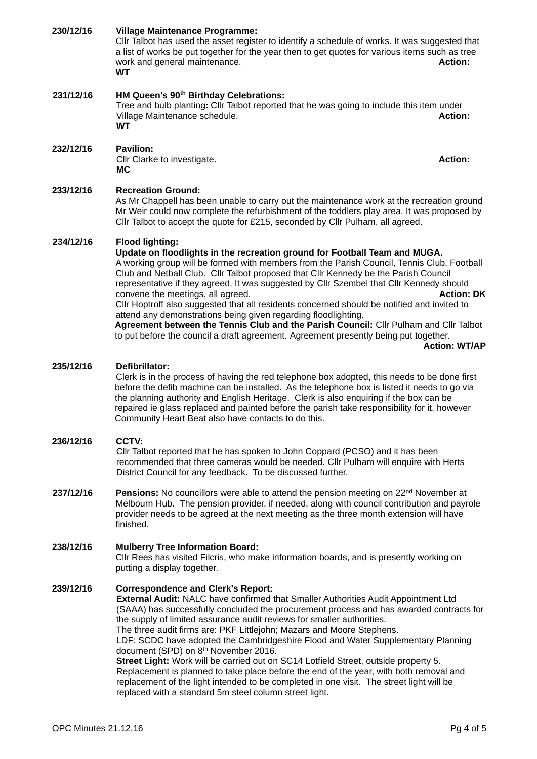**230/12/16** **Village Maintenance Programme:**
Cllr Talbot has used the asset register to identify a schedule of works. It was suggested that a list of works be put together for the year then to get quotes for various items such as tree work and general maintenance. **Action: WT**

**231/12/16** **HM Queen's 90th Birthday Celebrations:**
Tree and bulb planting**:** Cllr Talbot reported that he was going to include this item under Village Maintenance schedule. **Action: WT**

**232/12/16** **Pavilion:**
Cllr Clarke to investigate. **Action: MC**

**233/12/16** **Recreation Ground:**
As Mr Chappell has been unable to carry out the maintenance work at the recreation ground Mr Weir could now complete the refurbishment of the toddlers play area. It was proposed by Cllr Talbot to accept the quote for £215, seconded by Cllr Pulham, all agreed.

**234/12/16** **Flood lighting:**
**Update on floodlights in the recreation ground for Football Team and MUGA.**
A working group will be formed with members from the Parish Council, Tennis Club, Football Club and Netball Club. Cllr Talbot proposed that Cllr Kennedy be the Parish Council representative if they agreed. It was suggested by Cllr Szembel that Cllr Kennedy should convene the meetings, all agreed. **Action: DK**
Cllr Hoptroff also suggested that all residents concerned should be notified and invited to attend any demonstrations being given regarding floodlighting.
**Agreement between the Tennis Club and the Parish Council:** Cllr Pulham and Cllr Talbot to put before the council a draft agreement. Agreement presently being put together.
**Action: WT/AP**

**235/12/16** **Defibrillator:**
Clerk is in the process of having the red telephone box adopted, this needs to be done first before the defib machine can be installed. As the telephone box is listed it needs to go via the planning authority and English Heritage. Clerk is also enquiring if the box can be repaired ie glass replaced and painted before the parish take responsibility for it, however Community Heart Beat also have contacts to do this.

**236/12/16** **CCTV:**
Cllr Talbot reported that he has spoken to John Coppard (PCSO) and it has been recommended that three cameras would be needed. Cllr Pulham will enquire with Herts District Council for any feedback. To be discussed further.

**237/12/16** **Pensions:** No councillors were able to attend the pension meeting on 22nd November at Melbourn Hub. The pension provider, if needed, along with council contribution and payrole provider needs to be agreed at the next meeting as the three month extension will have finished.

**238/12/16** **Mulberry Tree Information Board:**
Cllr Rees has visited Filcris, who make information boards, and is presently working on putting a display together.

**239/12/16** **Correspondence and Clerk's Report:**
**External Audit:** NALC have confirmed that Smaller Authorities Audit Appointment Ltd (SAAA) has successfully concluded the procurement process and has awarded contracts for the supply of limited assurance audit reviews for smaller authorities.
The three audit firms are: PKF Littlejohn; Mazars and Moore Stephens.
LDF: SCDC have adopted the Cambridgeshire Flood and Water Supplementary Planning document (SPD) on 8th November 2016.
**Street Light:** Work will be carried out on SC14 Lotfield Street, outside property 5. Replacement is planned to take place before the end of the year, with both removal and replacement of the light intended to be completed in one visit. The street light will be replaced with a standard 5m steel column street light.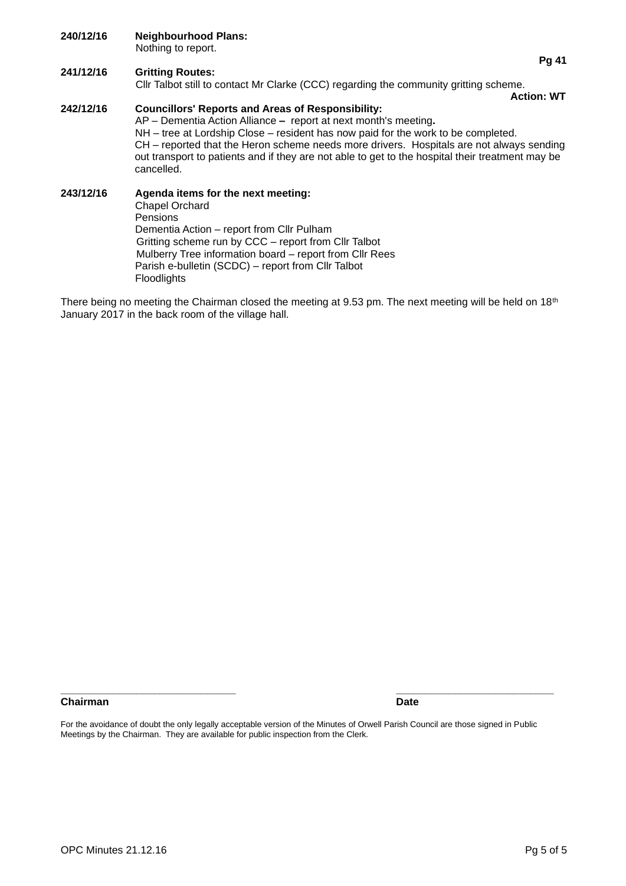**240/12/16** **Neighbourhood Plans:**
Nothing to report.

**Pg 41**

**241/12/16** **Gritting Routes:**
Cllr Talbot still to contact Mr Clarke (CCC) regarding the community gritting scheme.
**Action: WT**

**242/12/16** **Councillors' Reports and Areas of Responsibility:**
AP – Dementia Action Alliance **–** report at next month's meeting**.**
NH – tree at Lordship Close – resident has now paid for the work to be completed.
CH – reported that the Heron scheme needs more drivers. Hospitals are not always sending out transport to patients and if they are not able to get to the hospital their treatment may be cancelled.

**243/12/16** **Agenda items for the next meeting:**
Chapel Orchard
Pensions
Dementia Action – report from Cllr Pulham
Gritting scheme run by CCC – report from Cllr Talbot
Mulberry Tree information board – report from Cllr Rees
Parish e-bulletin (SCDC) – report from Cllr Talbot
Floodlights

There being no meeting the Chairman closed the meeting at 9.53 pm. The next meeting will be held on 18th January 2017 in the back room of the village hall.

_______________________________ _______________________________
**Chairman** **Date**

For the avoidance of doubt the only legally acceptable version of the Minutes of Orwell Parish Council are those signed in Public Meetings by the Chairman. They are available for public inspection from the Clerk.